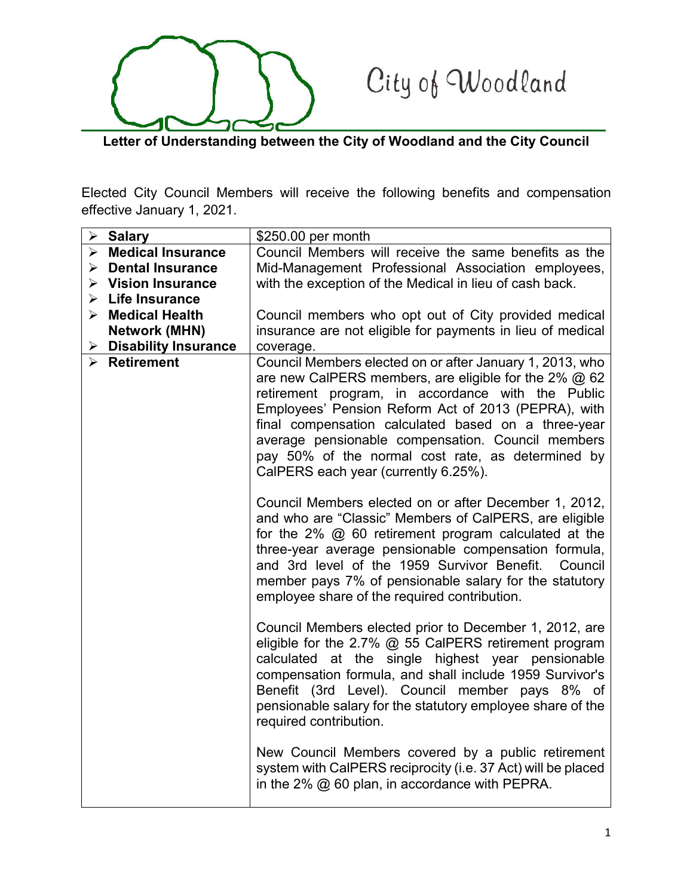City of Woodland

**Letter of Understanding between the City of Woodland and the City Council**

Elected City Council Members will receive the following benefits and compensation effective January 1, 2021.

| | |
|---|---|
| ➢ **Salary** | $250.00 per month |
| ➢ **Medical Insurance**<br>➢ **Dental Insurance**<br>➢ **Vision Insurance**<br>➢ **Life Insurance**<br>➢ **Medical Health Network (MHN)**<br>➢ **Disability Insurance** | Council Members will receive the same benefits as the Mid-Management Professional Association employees, with the exception of the Medical in lieu of cash back.<br><br>Council members who opt out of City provided medical insurance are not eligible for payments in lieu of medical coverage. |
| ➢ **Retirement** | Council Members elected on or after January 1, 2013, who are new CalPERS members, are eligible for the 2% @ 62 retirement program, in accordance with the Public Employees' Pension Reform Act of 2013 (PEPRA), with final compensation calculated based on a three-year average pensionable compensation. Council members pay 50% of the normal cost rate, as determined by CalPERS each year (currently 6.25%).<br><br>Council Members elected on or after December 1, 2012, and who are "Classic" Members of CalPERS, are eligible for the 2% @ 60 retirement program calculated at the three-year average pensionable compensation formula, and 3rd level of the 1959 Survivor Benefit. Council member pays 7% of pensionable salary for the statutory employee share of the required contribution.<br><br>Council Members elected prior to December 1, 2012, are eligible for the 2.7% @ 55 CalPERS retirement program calculated at the single highest year pensionable compensation formula, and shall include 1959 Survivor's Benefit (3rd Level). Council member pays 8% of pensionable salary for the statutory employee share of the required contribution.<br><br>New Council Members covered by a public retirement system with CalPERS reciprocity (i.e. 37 Act) will be placed in the 2% @ 60 plan, in accordance with PEPRA. |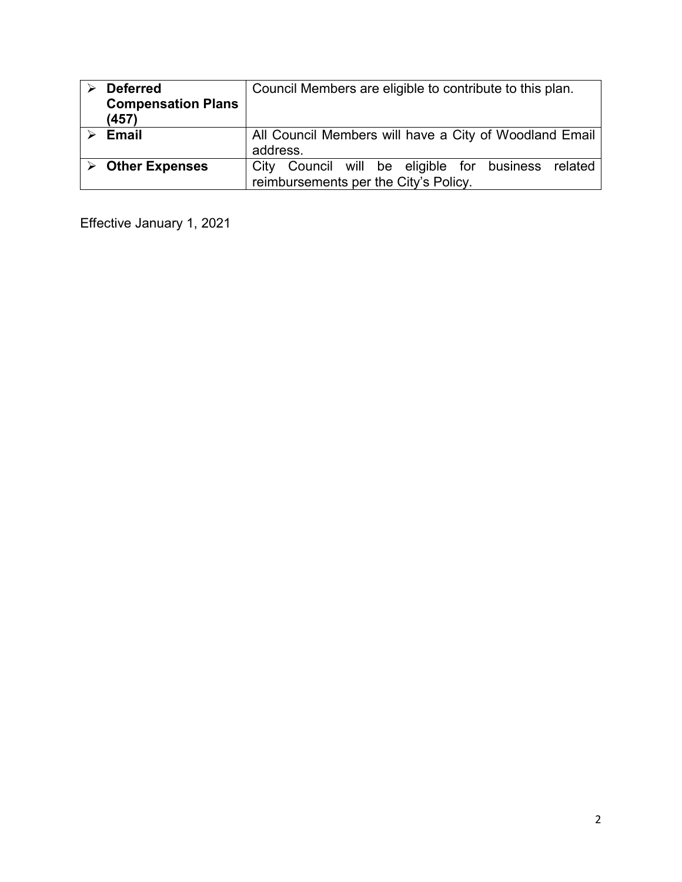| | |
|---|---|
| ➢ **Deferred Compensation Plans (457)** | Council Members are eligible to contribute to this plan. |
| ➢ **Email** | All Council Members will have a City of Woodland Email address. |
| ➢ **Other Expenses** | City Council will be eligible for business related reimbursements per the City's Policy. |

Effective January 1, 2021